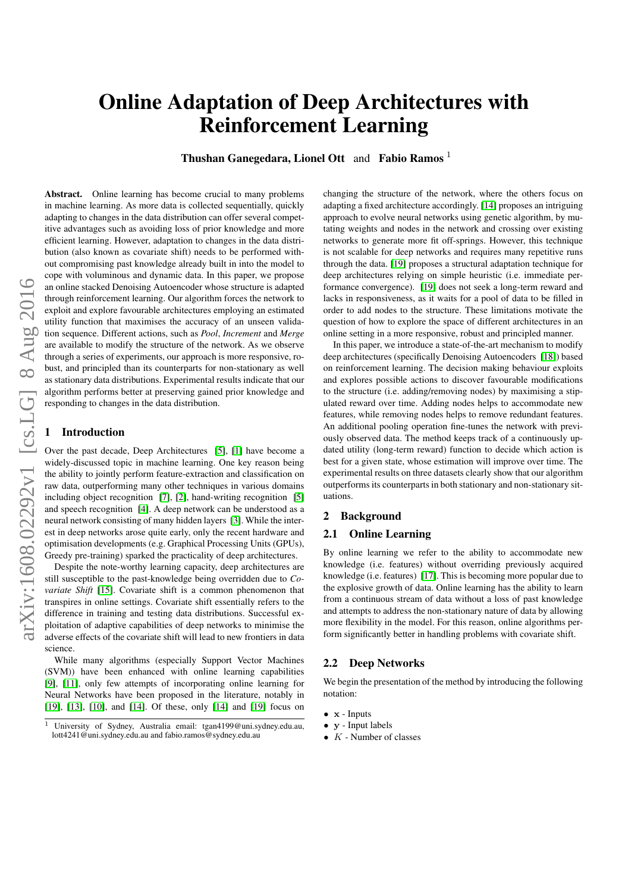# Online Adaptation of Deep Architectures with Reinforcement Learning

**Thushan Ganegedara, Lionel Ott** and **Fabio Ramos** [1]

**Abstract.** Online learning has become crucial to many problems in machine learning. As more data is collected sequentially, quickly adapting to changes in the data distribution can offer several competitive advantages such as avoiding loss of prior knowledge and more efficient learning. However, adaptation to changes in the data distribution (also known as covariate shift) needs to be performed without compromising past knowledge already built in into the model to cope with voluminous and dynamic data. In this paper, we propose an online stacked Denoising Autoencoder whose structure is adapted through reinforcement learning. Our algorithm forces the network to exploit and explore favourable architectures employing an estimated utility function that maximises the accuracy of an unseen validation sequence. Different actions, such as *Pool*, *Increment* and *Merge* are available to modify the structure of the network. As we observe through a series of experiments, our approach is more responsive, robust, and principled than its counterparts for non-stationary as well as stationary data distributions. Experimental results indicate that our algorithm performs better at preserving gained prior knowledge and responding to changes in the data distribution.

## 1 Introduction

Over the past decade, Deep Architectures [5], [1] have become a widely-discussed topic in machine learning. One key reason being the ability to jointly perform feature-extraction and classification on raw data, outperforming many other techniques in various domains including object recognition [7], [2], hand-writing recognition [5] and speech recognition [4]. A deep network can be understood as a neural network consisting of many hidden layers [3]. While the interest in deep networks arose quite early, only the recent hardware and optimisation developments (e.g. Graphical Processing Units (GPUs), Greedy pre-training) sparked the practicality of deep architectures.

Despite the note-worthy learning capacity, deep architectures are still susceptible to the past-knowledge being overridden due to *Covariate Shift* [15]. Covariate shift is a common phenomenon that transpires in online settings. Covariate shift essentially refers to the difference in training and testing data distributions. Successful exploitation of adaptive capabilities of deep networks to minimise the adverse effects of the covariate shift will lead to new frontiers in data science.

While many algorithms (especially Support Vector Machines (SVM)) have been enhanced with online learning capabilities [9], [11], only few attempts of incorporating online learning for Neural Networks have been proposed in the literature, notably in [19], [13], [10], and [14]. Of these, only [14] and [19] focus on changing the structure of the network, where the others focus on adapting a fixed architecture accordingly. [14] proposes an intriguing approach to evolve neural networks using genetic algorithm, by mutating weights and nodes in the network and crossing over existing networks to generate more fit off-springs. However, this technique is not scalable for deep networks and requires many repetitive runs through the data. [19] proposes a structural adaptation technique for deep architectures relying on simple heuristic (i.e. immediate performance convergence). [19] does not seek a long-term reward and lacks in responsiveness, as it waits for a pool of data to be filled in order to add nodes to the structure. These limitations motivate the question of how to explore the space of different architectures in an online setting in a more responsive, robust and principled manner.

In this paper, we introduce a state-of-the-art mechanism to modify deep architectures (specifically Denoising Autoencoders [18]) based on reinforcement learning. The decision making behaviour exploits and explores possible actions to discover favourable modifications to the structure (i.e. adding/removing nodes) by maximising a stipulated reward over time. Adding nodes helps to accommodate new features, while removing nodes helps to remove redundant features. An additional pooling operation fine-tunes the network with previously observed data. The method keeps track of a continuously updated utility (long-term reward) function to decide which action is best for a given state, whose estimation will improve over time. The experimental results on three datasets clearly show that our algorithm outperforms its counterparts in both stationary and non-stationary situations.

## 2 Background

### 2.1 Online Learning

By online learning we refer to the ability to accommodate new knowledge (i.e. features) without overriding previously acquired knowledge (i.e. features) [17]. This is becoming more popular due to the explosive growth of data. Online learning has the ability to learn from a continuous stream of data without a loss of past knowledge and attempts to address the non-stationary nature of data by allowing more flexibility in the model. For this reason, online algorithms perform significantly better in handling problems with covariate shift.

### 2.2 Deep Networks

We begin the presentation of the method by introducing the following notation:

- $\mathbf{x}$ - Inputs
- $\mathbf{y}$ - Input labels
- $K$ - Number of classes

[1] University of Sydney, Australia email: tgan4199@uni.sydney.edu.au, lott4241@uni.sydney.edu.au and fabio.ramos@sydney.edu.au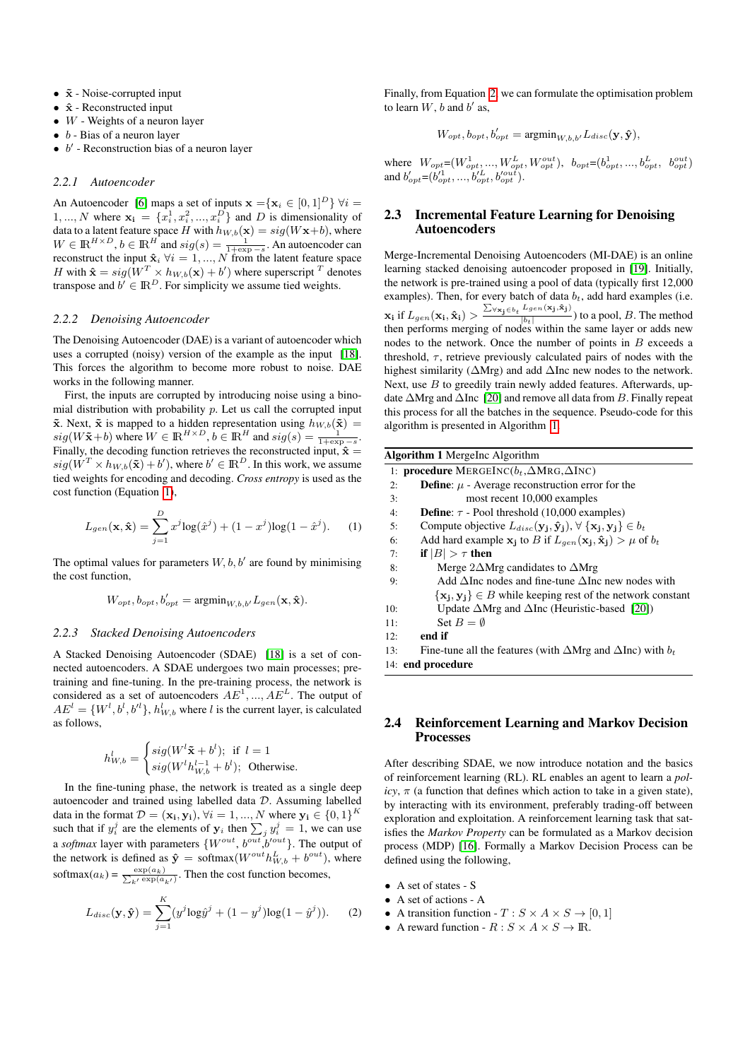- $\tilde{\mathbf{x}}$ - Noise-corrupted input
- $\hat{\mathbf{x}}$ - Reconstructed input
- $W$ - Weights of a neuron layer
- $b$ - Bias of a neuron layer
- $b'$ - Reconstruction bias of a neuron layer

#### *2.2.1 Autoencoder*

An Autoencoder [6] maps a set of inputs $\mathbf{x} = \{\mathbf{x_i} \in [0,1]^D\}$ $\forall i = 1,...,N$ where $\mathbf{x_i} = \{x_i^1, x_i^2, ..., x_i^D\}$ and $D$ is dimensionality of data to a latent feature space $H$ with $h_{W,b}(\mathbf{x}) = sig(W\mathbf{x}+b)$, where $W \in \mathbb{R}^{H \times D}$, $b \in \mathbb{R}^H$ and $sig(s) = \frac{1}{1+\exp{-s}}$. An autoencoder can reconstruct the input $\hat{\mathbf{x}}_i$ $\forall i = 1,...,N$ from the latent feature space $H$ with $\hat{\mathbf{x}} = sig(W^T \times h_{W,b}(\mathbf{x}) + b')$ where superscript $^T$ denotes transpose and $b' \in \mathbb{R}^D$. For simplicity we assume tied weights.

#### *2.2.2 Denoising Autoencoder*

The Denoising Autoencoder (DAE) is a variant of autoencoder which uses a corrupted (noisy) version of the example as the input [18]. This forces the algorithm to become more robust to noise. DAE works in the following manner.

First, the inputs are corrupted by introducing noise using a binomial distribution with probability $p$. Let us call the corrupted input $\tilde{\mathbf{x}}$. Next, $\tilde{\mathbf{x}}$ is mapped to a hidden representation using $h_{W,b}(\tilde{\mathbf{x}}) = sig(W\tilde{\mathbf{x}}+b)$ where $W \in \mathbb{R}^{H \times D}$, $b \in \mathbb{R}^H$ and $sig(s) = \frac{1}{1+\exp{-s}}$. Finally, the decoding function retrieves the reconstructed input, $\hat{\mathbf{x}} = sig(W^T \times h_{W,b}(\tilde{\mathbf{x}}) + b')$, where $b' \in \mathbb{R}^D$. In this work, we assume tied weights for encoding and decoding. *Cross entropy* is used as the cost function (Equation 1),

$$L_{gen}(\mathbf{x}, \hat{\mathbf{x}}) = \sum_{j=1}^{D} x^j \log(\hat{x}^j) + (1-x^j)\log(1-\hat{x}^j). \quad (1)$$

The optimal values for parameters $W, b, b'$ are found by minimising the cost function,

$$W_{opt}, b_{opt}, b'_{opt} = \text{argmin}_{W,b,b'} L_{gen}(\mathbf{x}, \hat{\mathbf{x}}).$$

#### *2.2.3 Stacked Denoising Autoencoders*

A Stacked Denoising Autoencoder (SDAE) [18] is a set of connected autoencoders. A SDAE undergoes two main processes; pre-training and fine-tuning. In the pre-training process, the network is considered as a set of autoencoders $AE^1, ..., AE^L$. The output of $AE^l = \{W^l, b^l, b'^l\}$, $h^l_{W,b}$ where $l$ is the current layer, is calculated as follows,

$$h^l_{W,b} = \begin{cases} sig(W^l\tilde{\mathbf{x}} + b^l); & \text{if } l = 1 \\ sig(W^l h^{l-1}_{W,b} + b^l); & \text{Otherwise.} \end{cases}$$

In the fine-tuning phase, the network is treated as a single deep autoencoder and trained using labelled data $\mathcal{D}$. Assuming labelled data in the format $\mathcal{D} = (\mathbf{x_i}, \mathbf{y_i})$, $\forall i = 1,...,N$ where $\mathbf{y_i} \in \{0,1\}^K$ such that if $y_i^j$ are the elements of $\mathbf{y_i}$ then $\sum_j y_i^j = 1$, we can use a *softmax* layer with parameters $\{W^{out}, b^{out}, b'^{out}\}$. The output of the network is defined as $\hat{\mathbf{y}} = \text{softmax}(W^{out}h^L_{W,b} + b^{out})$, where $\text{softmax}(a_k) = \frac{\exp(a_k)}{\sum_{k'}\exp(a_{k'})}$. Then the cost function becomes,

$$L_{disc}(\mathbf{y}, \hat{\mathbf{y}}) = \sum_{j=1}^{K} (y^j \log\hat{y}^j + (1-y^j)\log(1-\hat{y}^j)). \quad (2)$$

Finally, from Equation 2, we can formulate the optimisation problem to learn $W$, $b$ and $b'$ as,

$$W_{opt}, b_{opt}, b'_{opt} = \text{argmin}_{W,b,b'} L_{disc}(\mathbf{y}, \hat{\mathbf{y}}),$$

where $W_{opt}=(W^1_{opt}, ..., W^L_{opt}, W^{out}_{opt})$, $b_{opt}=(b^1_{opt}, ..., b^L_{opt}, b^{out}_{opt})$ and $b'_{opt}=(b'^1_{opt}, ..., b'^L_{opt}, b'^{out}_{opt})$.

## 2.3 Incremental Feature Learning for Denoising Autoencoders

Merge-Incremental Denoising Autoencoders (MI-DAE) is an online learning stacked denoising autoencoder proposed in [19]. Initially, the network is pre-trained using a pool of data (typically first 12,000 examples). Then, for every batch of data $b_t$, add hard examples (i.e. $\mathbf{x_i}$ if $L_{gen}(\mathbf{x_i}, \hat{\mathbf{x}}_i) > \frac{\sum_{\forall \mathbf{x_j} \in b_t} L_{gen}(\mathbf{x_j}, \hat{\mathbf{x}}_\mathbf{j})}{|b_t|}$) to a pool, $B$. The method then performs merging of nodes within the same layer or adds new nodes to the network. Once the number of points in $B$ exceeds a threshold, $\tau$, retrieve previously calculated pairs of nodes with the highest similarity ($\Delta$Mrg) and add $\Delta$Inc new nodes to the network. Next, use $B$ to greedily train newly added features. Afterwards, update $\Delta$Mrg and $\Delta$Inc [20] and remove all data from $B$. Finally repeat this process for all the batches in the sequence. Pseudo-code for this algorithm is presented in Algorithm 1.

**Algorithm 1** MergeInc Algorithm

```
1:  procedure MERGEINC(b_t, ΔMRG, ΔINC)
2:      Define: μ - Average reconstruction error for the
3:              most recent 10,000 examples
4:      Define: τ - Pool threshold (10,000 examples)
5:      Compute objective L_disc(y_j, ŷ_j), ∀ {x_j, y_j} ∈ b_t
6:      Add hard example x_j to B if L_gen(x_j, x̂_j) > μ of b_t
7:      if |B| > τ then
8:          Merge 2ΔMrg candidates to ΔMrg
9:          Add ΔInc nodes and fine-tune ΔInc new nodes with
            {x_j, y_j} ∈ B while keeping rest of the network constant
10:         Update ΔMrg and ΔInc (Heuristic-based [20])
11:         Set B = ∅
12:     end if
13:     Fine-tune all the features (with ΔMrg and ΔInc) with b_t
14: end procedure
```

## 2.4 Reinforcement Learning and Markov Decision Processes

After describing SDAE, we now introduce notation and the basics of reinforcement learning (RL). RL enables an agent to learn a *policy*, $\pi$ (a function that defines which action to take in a given state), by interacting with its environment, preferably trading-off between exploration and exploitation. A reinforcement learning task that satisfies the *Markov Property* can be formulated as a Markov decision process (MDP) [16]. Formally a Markov Decision Process can be defined using the following,

- A set of states - S
- A set of actions - A
- A transition function - $T : S \times A \times S \rightarrow [0,1]$
- A reward function - $R : S \times A \times S \rightarrow \mathbb{R}$.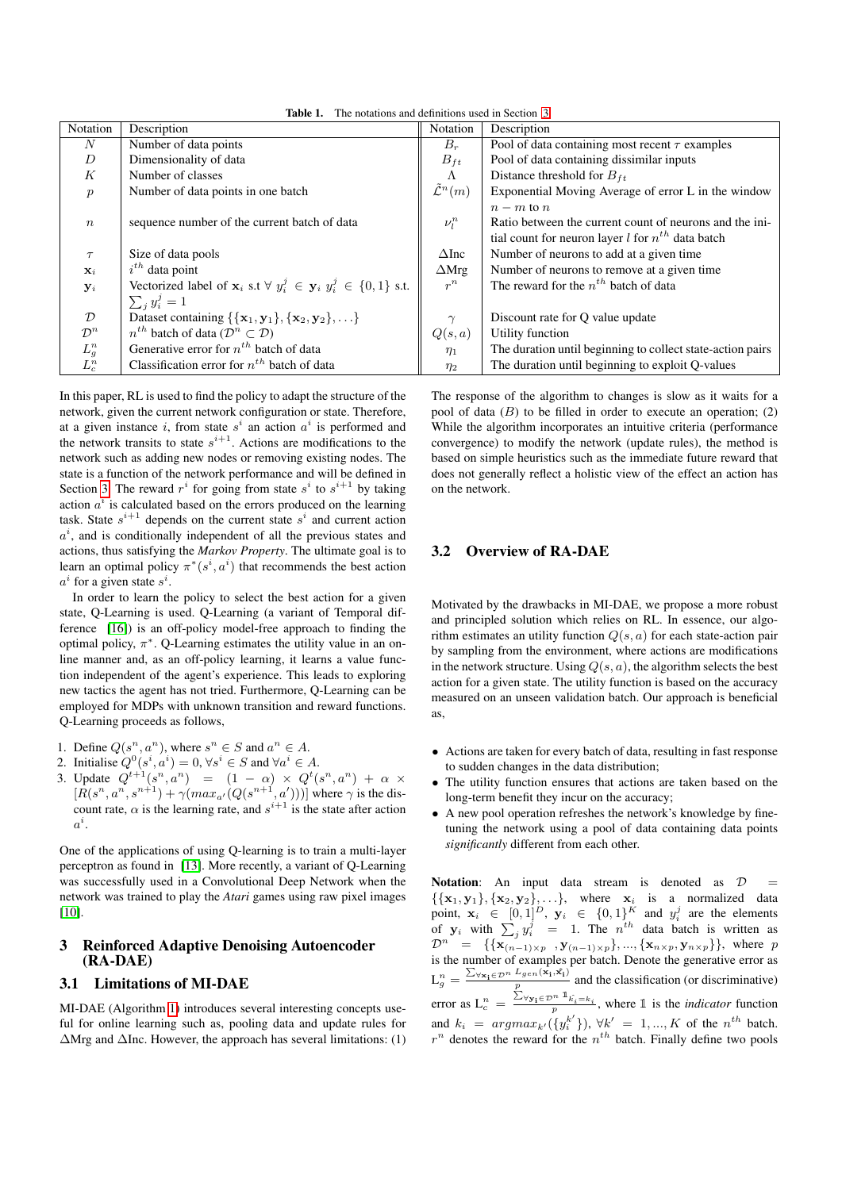**Table 1.** The notations and definitions used in Section 3

| Notation | Description | Notation | Description |
|---|---|---|---|
| $N$ | Number of data points | $B_r$ | Pool of data containing most recent $\tau$ examples |
| $D$ | Dimensionality of data | $B_{ft}$ | Pool of data containing dissimilar inputs |
| $K$ | Number of classes | $\Lambda$ | Distance threshold for $B_{ft}$ |
| $p$ | Number of data points in one batch | $\tilde{\mathcal{L}}^n(m)$ | Exponential Moving Average of error L in the window $n-m$ to $n$ |
| $n$ | sequence number of the current batch of data | $\nu_l^n$ | Ratio between the current count of neurons and the initial count for neuron layer $l$ for $n^{th}$ data batch |
| $\tau$ | Size of data pools | $\Delta$Inc | Number of neurons to add at a given time |
| $\mathbf{x}_i$ | $i^{th}$ data point | $\Delta$Mrg | Number of neurons to remove at a given time |
| $\mathbf{y}_i$ | Vectorized label of $\mathbf{x}_i$ s.t $\forall\ y_i^j \in \mathbf{y}_i\ y_i^j \in \{0,1\}$ s.t. $\sum_j y_i^j = 1$ | $r^n$ | The reward for the $n^{th}$ batch of data |
| $\mathcal{D}$ | Dataset containing $\{\{\mathbf{x}_1,\mathbf{y}_1\},\{\mathbf{x}_2,\mathbf{y}_2\},\ldots\}$ | $\gamma$ | Discount rate for Q value update |
| $\mathcal{D}^n$ | $n^{th}$ batch of data ($\mathcal{D}^n \subset \mathcal{D}$) | $Q(s,a)$ | Utility function |
| $L_g^n$ | Generative error for $n^{th}$ batch of data | $\eta_1$ | The duration until beginning to collect state-action pairs |
| $L_c^n$ | Classification error for $n^{th}$ batch of data | $\eta_2$ | The duration until beginning to exploit Q-values |

In this paper, RL is used to find the policy to adapt the structure of the network, given the current network configuration or state. Therefore, at a given instance $i$, from state $s^i$ an action $a^i$ is performed and the network transits to state $s^{i+1}$. Actions are modifications to the network such as adding new nodes or removing existing nodes. The state is a function of the network performance and will be defined in Section 3. The reward $r^i$ for going from state $s^i$ to $s^{i+1}$ by taking action $a^i$ is calculated based on the errors produced on the learning task. State $s^{i+1}$ depends on the current state $s^i$ and current action $a^i$, and is conditionally independent of all the previous states and actions, thus satisfying the *Markov Property*. The ultimate goal is to learn an optimal policy $\pi^*(s^i, a^i)$ that recommends the best action $a^i$ for a given state $s^i$.

In order to learn the policy to select the best action for a given state, Q-Learning is used. Q-Learning (a variant of Temporal difference [16]) is an off-policy model-free approach to finding the optimal policy, $\pi^*$. Q-Learning estimates the utility value in an online manner and, as an off-policy learning, it learns a value function independent of the agent's experience. This leads to exploring new tactics the agent has not tried. Furthermore, Q-Learning can be employed for MDPs with unknown transition and reward functions. Q-Learning proceeds as follows,

1. Define $Q(s^n, a^n)$, where $s^n \in S$ and $a^n \in A$.
2. Initialise $Q^0(s^i, a^i) = 0, \forall s^i \in S$ and $\forall a^i \in A$.
3. Update $Q^{t+1}(s^n, a^n) = (1-\alpha) \times Q^t(s^n, a^n) + \alpha \times [R(s^n, a^n, s^{n+1}) + \gamma(max_{a'}(Q(s^{n+1}, a')))]$ where $\gamma$ is the discount rate, $\alpha$ is the learning rate, and $s^{i+1}$ is the state after action $a^i$.

One of the applications of using Q-learning is to train a multi-layer perceptron as found in [13]. More recently, a variant of Q-Learning was successfully used in a Convolutional Deep Network when the network was trained to play the *Atari* games using raw pixel images [10].

## 3 Reinforced Adaptive Denoising Autoencoder (RA-DAE)

### 3.1 Limitations of MI-DAE

MI-DAE (Algorithm 1) introduces several interesting concepts useful for online learning such as, pooling data and update rules for $\Delta$Mrg and $\Delta$Inc. However, the approach has several limitations: (1) The response of the algorithm to changes is slow as it waits for a pool of data ($B$) to be filled in order to execute an operation; (2) While the algorithm incorporates an intuitive criteria (performance convergence) to modify the network (update rules), the method is based on simple heuristics such as the immediate future reward that does not generally reflect a holistic view of the effect an action has on the network.

### 3.2 Overview of RA-DAE

Motivated by the drawbacks in MI-DAE, we propose a more robust and principled solution which relies on RL. In essence, our algorithm estimates an utility function $Q(s, a)$ for each state-action pair by sampling from the environment, where actions are modifications in the network structure. Using $Q(s, a)$, the algorithm selects the best action for a given state. The utility function is based on the accuracy measured on an unseen validation batch. Our approach is beneficial as,

- Actions are taken for every batch of data, resulting in fast response to sudden changes in the data distribution;
- The utility function ensures that actions are taken based on the long-term benefit they incur on the accuracy;
- A new pool operation refreshes the network's knowledge by fine-tuning the network using a pool of data containing data points *significantly* different from each other.

**Notation**: An input data stream is denoted as $\mathcal{D} = \{\{\mathbf{x}_1, \mathbf{y}_1\}, \{\mathbf{x}_2, \mathbf{y}_2\}, \ldots\}$, where $\mathbf{x}_i$ is a normalized data point, $\mathbf{x}_i \in [0,1]^D$, $\mathbf{y}_i \in \{0,1\}^K$ and $y_i^j$ are the elements of $\mathbf{y}_i$ with $\sum_j y_i^j = 1$. The $n^{th}$ data batch is written as $\mathcal{D}^n = \{\{\mathbf{x}_{(n-1)\times p}, \mathbf{y}_{(n-1)\times p}\}, \ldots, \{\mathbf{x}_{n\times p}, \mathbf{y}_{n\times p}\}\}$, where $p$ is the number of examples per batch. Denote the generative error as $\mathrm{L}_g^n = \frac{\sum_{\forall \mathbf{x_i} \in \mathcal{D}^n} L_{gen}(\mathbf{x_i}, \hat{\mathbf{x_i}})}{p}$ and the classification (or discriminative) error as $\mathrm{L}_c^n = \frac{\sum_{\forall \mathbf{y_i} \in \mathcal{D}^n} \mathbb{1}_{\hat{k_i} = k_i}}{p}$, where $\mathbb{1}$ is the *indicator* function and $k_i = argmax_{k'}(\{y_i^{k'}\}), \forall k' = 1, \ldots, K$ of the $n^{th}$ batch. $r^n$ denotes the reward for the $n^{th}$ batch. Finally define two pools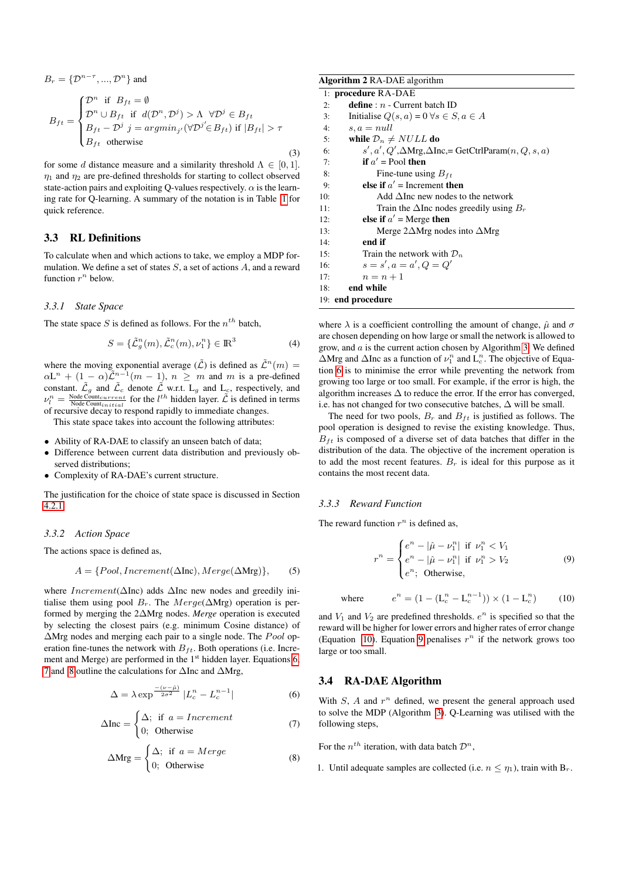$B_r = \{\mathcal{D}^{n-\tau}, ..., \mathcal{D}^n\}$ and

$$B_{ft} = \begin{cases} \mathcal{D}^n \;\text{ if }\; B_{ft} = \emptyset \\ \mathcal{D}^n \cup B_{ft} \;\text{ if }\; d(\mathcal{D}^n, \mathcal{D}^j) > \Lambda \;\; \forall \mathcal{D}^j \in B_{ft} \\ B_{ft} - \mathcal{D}^j \;\; j = argmin_{j'}(\forall \mathcal{D}^{j'} \in B_{ft}) \text{ if } |B_{ft}| > \tau \\ B_{ft} \;\text{ otherwise} \end{cases} \tag{3}$$

for some $d$ distance measure and a similarity threshold $\Lambda \in [0, 1]$. $\eta_1$ and $\eta_2$ are pre-defined thresholds for starting to collect observed state-action pairs and exploiting Q-values respectively. $\alpha$ is the learning rate for Q-learning. A summary of the notation is in Table 1 for quick reference.

## 3.3 RL Definitions

To calculate when and which actions to take, we employ a MDP formulation. We define a set of states $S$, a set of actions $A$, and a reward function $r^n$ below.

### 3.3.1 State Space

The state space $S$ is defined as follows. For the $n^{th}$ batch,

$$S = \{\tilde{\mathcal{L}}_g^n(m), \tilde{\mathcal{L}}_c^n(m), \nu_1^n\} \in \mathbb{R}^3 \tag{4}$$

where the moving exponential average ($\tilde{\mathcal{L}}$) is defined as $\tilde{\mathcal{L}}^n(m) = \alpha \mathrm{L}^n + (1-\alpha)\tilde{\mathcal{L}}^{n-1}(m-1)$, $n \geq m$ and $m$ is a pre-defined constant. $\tilde{\mathcal{L}}_g$ and $\tilde{\mathcal{L}}_c$ denote $\tilde{\mathcal{L}}$ w.r.t. $\mathrm{L}_g$ and $\mathrm{L}_c$, respectively, and $\nu_l^n = \frac{\text{Node Count}_{current}}{\text{Node Count}_{initial}}$ for the $l^{th}$ hidden layer. $\tilde{\mathcal{L}}$ is defined in terms of recursive decay to respond rapidly to immediate changes.

This state space takes into account the following attributes:

- Ability of RA-DAE to classify an unseen batch of data;
- Difference between current data distribution and previously observed distributions;
- Complexity of RA-DAE's current structure.

The justification for the choice of state space is discussed in Section 4.2.1.

### 3.3.2 Action Space

The actions space is defined as,

$$A = \{Pool, Increment(\Delta\text{Inc}), Merge(\Delta\text{Mrg})\}, \tag{5}$$

where $Increment(\Delta\text{Inc})$ adds $\Delta$Inc new nodes and greedily initialise them using pool $B_r$. The $Merge(\Delta\text{Mrg})$ operation is performed by merging the 2$\Delta$Mrg nodes. *Merge* operation is executed by selecting the closest pairs (e.g. minimum Cosine distance) of $\Delta$Mrg nodes and merging each pair to a single node. The $Pool$ operation fine-tunes the network with $B_{ft}$. Both operations (i.e. Increment and Merge) are performed in the 1st hidden layer. Equations 6, 7 and 8 outline the calculations for $\Delta$Inc and $\Delta$Mrg,

$$\Delta = \lambda \exp^{\frac{-(\nu - \hat{\mu})}{2\sigma^2}} |L_c^n - L_c^{n-1}| \tag{6}$$

$$\Delta\text{Inc} = \begin{cases} \Delta; \;\text{ if }\; a = Increment \\ 0; \;\text{ Otherwise} \end{cases} \tag{7}$$

$$\Delta\text{Mrg} = \begin{cases} \Delta; \;\text{ if }\; a = Merge \\ 0; \;\text{ Otherwise} \end{cases} \tag{8}$$

**Algorithm 2** RA-DAE algorithm

```
1:  procedure RA-DAE
2:      define : n - Current batch ID
3:      Initialise Q(s, a) = 0 ∀s ∈ S, a ∈ A
4:      s, a = null
5:      while D_n ≠ NULL do
6:          s', a', Q', ΔMrg, ΔInc, = GetCtrlParam(n, Q, s, a)
7:          if a' = Pool then
8:              Fine-tune using B_ft
9:          else if a' = Increment then
10:             Add ΔInc new nodes to the network
11:             Train the ΔInc nodes greedily using B_r
12:         else if a' = Merge then
13:             Merge 2ΔMrg nodes into ΔMrg
14:         end if
15:         Train the network with D_n
16:         s = s', a = a', Q = Q'
17:         n = n + 1
18:     end while
19: end procedure
```

where $\lambda$ is a coefficient controlling the amount of change, $\hat{\mu}$ and $\sigma$ are chosen depending on how large or small the network is allowed to grow, and $a$ is the current action chosen by Algorithm 3. We defined $\Delta$Mrg and $\Delta$Inc as a function of $\nu_1^n$ and $\mathrm{L}_c^n$. The objective of Equation 6 is to minimise the error while preventing the network from growing too large or too small. For example, if the error is high, the algorithm increases $\Delta$ to reduce the error. If the error has converged, i.e. has not changed for two consecutive batches, $\Delta$ will be small.

The need for two pools, $B_r$ and $B_{ft}$ is justified as follows. The pool operation is designed to revise the existing knowledge. Thus, $B_{ft}$ is composed of a diverse set of data batches that differ in the distribution of the data. The objective of the increment operation is to add the most recent features. $B_r$ is ideal for this purpose as it contains the most recent data.

### 3.3.3 Reward Function

The reward function $r^n$ is defined as,

$$r^n = \begin{cases} e^n - |\hat{\mu} - \nu_1^n| \;\text{ if }\; \nu_1^n < V_1 \\ e^n - |\hat{\mu} - \nu_1^n| \;\text{ if }\; \nu_1^n > V_2 \\ e^n; \;\text{ Otherwise,} \end{cases} \tag{9}$$

$$\text{where} \qquad e^n = (1 - (\mathrm{L}_c^n - \mathrm{L}_c^{n-1})) \times (1 - \mathrm{L}_c^n) \tag{10}$$

and $V_1$ and $V_2$ are predefined thresholds. $e^n$ is specified so that the reward will be higher for lower errors and higher rates of error change (Equation 10). Equation 9 penalises $r^n$ if the network grows too large or too small.

## 3.4 RA-DAE Algorithm

With $S$, $A$ and $r^n$ defined, we present the general approach used to solve the MDP (Algorithm 3). Q-Learning was utilised with the following steps,

For the $n^{th}$ iteration, with data batch $\mathcal{D}^n$,

1. Until adequate samples are collected (i.e. $n \leq \eta_1$), train with $\mathrm{B}_r$.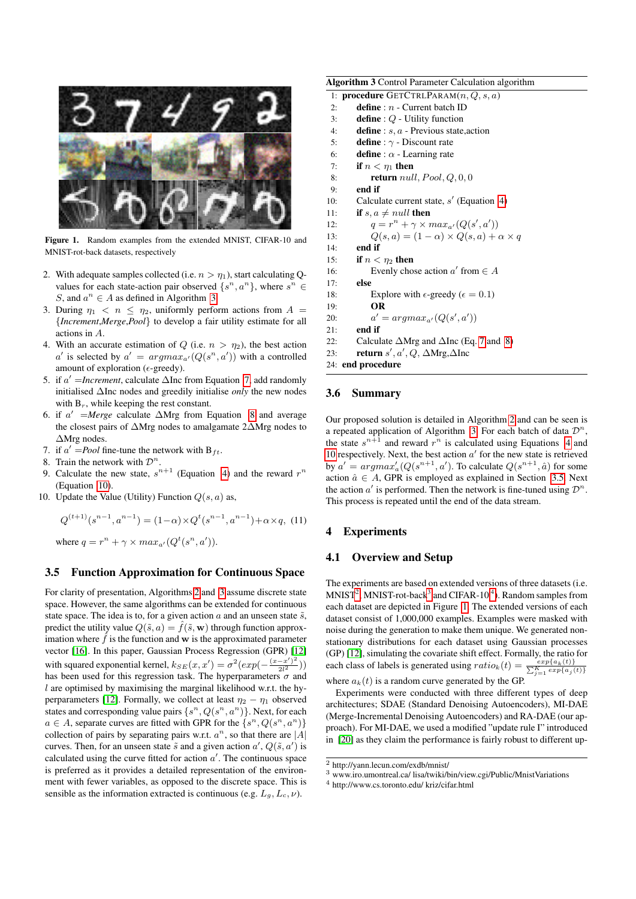Figure 1. Random examples from the extended MNIST, CIFAR-10 and MNIST-rot-back datasets, respectively

2. With adequate samples collected (i.e. $n > \eta_1$), start calculating Q-values for each state-action pair observed $\{s^n, a^n\}$, where $s^n \in S$, and $a^n \in A$ as defined in Algorithm 3.
3. During $\eta_1 < n \leq \eta_2$, uniformly perform actions from $A = \{Increment, Merge, Pool\}$ to develop a fair utility estimate for all actions in $A$.
4. With an accurate estimation of $Q$ (i.e. $n > \eta_2$), the best action $a'$ is selected by $a' = argmax_{a'}(Q(s^n, a'))$ with a controlled amount of exploration ($\epsilon$-greedy).
5. if $a'$ =*Increment*, calculate $\Delta$Inc from Equation 7, add randomly initialised $\Delta$Inc nodes and greedily initialise *only* the new nodes with $B_r$, while keeping the rest constant.
6. if $a'$ =*Merge* calculate $\Delta$Mrg from Equation 8 and average the closest pairs of $\Delta$Mrg nodes to amalgamate 2$\Delta$Mrg nodes to $\Delta$Mrg nodes.
7. if $a'$ =*Pool* fine-tune the network with $B_{ft}$.
8. Train the network with $\mathcal{D}^n$.
9. Calculate the new state, $s^{n+1}$ (Equation 4) and the reward $r^n$ (Equation 10).
10. Update the Value (Utility) Function $Q(s, a)$ as,

$$Q^{(t+1)}(s^{n-1}, a^{n-1}) = (1-\alpha) \times Q^t(s^{n-1}, a^{n-1}) + \alpha \times q, \quad (11)$$

where $q = r^n + \gamma \times max_{a'}(Q^t(s^n, a'))$.

### 3.5 Function Approximation for Continuous Space

For clarity of presentation, Algorithms 2 and 3 assume discrete state space. However, the same algorithms can be extended for continuous state space. The idea is to, for a given action $a$ and an unseen state $\tilde{s}$, predict the utility value $Q(\tilde{s}, a) = \hat{f}(\tilde{s}, \mathbf{w})$ through function approximation where $\hat{f}$ is the function and $\mathbf{w}$ is the approximated parameter vector [16]. In this paper, Gaussian Process Regression (GPR) [12] with squared exponential kernel, $k_{SE}(x, x') = \sigma^2(exp(-\frac{(x-x')^2}{2l^2}))$ has been used for this regression task. The hyperparameters $\sigma$ and $l$ are optimised by maximising the marginal likelihood w.r.t. the hyperparameters [12]. Formally, we collect at least $\eta_2 - \eta_1$ observed states and corresponding value pairs $\{s^n, Q(s^n, a^n)\}$. Next, for each $a \in A$, separate curves are fitted with GPR for the $\{s^n, Q(s^n, a^n)\}$ collection of pairs by separating pairs w.r.t. $a^n$, so that there are $|A|$ curves. Then, for an unseen state $\tilde{s}$ and a given action $a'$, $Q(\tilde{s}, a')$ is calculated using the curve fitted for action $a'$. The continuous space is preferred as it provides a detailed representation of the environment with fewer variables, as opposed to the discrete space. This is sensible as the information extracted is continuous (e.g. $L_g, L_c, \nu$).

**Algorithm 3** Control Parameter Calculation algorithm

```
1:  procedure GETCTRLPARAM(n, Q, s, a)
2:      define : n - Current batch ID
3:      define : Q - Utility function
4:      define : s, a - Previous state,action
5:      define : γ - Discount rate
6:      define : α - Learning rate
7:      if n < η1 then
8:          return null, Pool, Q, 0, 0
9:      end if
10:     Calculate current state, s' (Equation 4)
11:     if s, a ≠ null then
12:         q = r^n + γ × max_a'(Q(s', a'))
13:         Q(s, a) = (1 − α) × Q(s, a) + α × q
14:     end if
15:     if n < η2 then
16:         Evenly chose action a' from ∈ A
17:     else
18:         Explore with ε-greedy (ε = 0.1)
19:         OR
20:         a' = argmax_a'(Q(s', a'))
21:     end if
22:     Calculate ΔMrg and ΔInc (Eq. 7 and 8)
23:     return s', a', Q, ΔMrg, ΔInc
24: end procedure
```

### 3.6 Summary

Our proposed solution is detailed in Algorithm 2 and can be seen is a repeated application of Algorithm 3. For each batch of data $\mathcal{D}^n$, the state $s^{n+1}$ and reward $r^n$ is calculated using Equations 4 and 10 respectively. Next, the best action $a'$ for the new state is retrieved by $a' = argmax_a'(Q(s^{n+1}, a'))$. To calculate $Q(s^{n+1}, \hat{a})$ for some action $\hat{a} \in A$, GPR is employed as explained in Section 3.5. Next the action $a'$ is performed. Then the network is fine-tuned using $\mathcal{D}^n$. This process is repeated until the end of the data stream.

## 4 Experiments

### 4.1 Overview and Setup

The experiments are based on extended versions of three datasets (i.e. MNIST[2], MNIST-rot-back[3] and CIFAR-10[4]). Random samples from each dataset are depicted in Figure 1. The extended versions of each dataset consist of 1,000,000 examples. Examples were masked with noise during the generation to make them unique. We generated non-stationary distributions for each dataset using Gaussian processes (GP) [12], simulating the covariate shift effect. Formally, the ratio for each class of labels is generated using $ratio_k(t) = \frac{exp\{a_k(t)\}}{\sum_{j=1}^{K} exp\{a_j(t)\}}$ where $a_k(t)$ is a random curve generated by the GP.

Experiments were conducted with three different types of deep architectures; SDAE (Standard Denoising Autoencoders), MI-DAE (Merge-Incremental Denoising Autoencoders) and RA-DAE (our approach). For MI-DAE, we used a modified "update rule I" introduced in [20] as they claim the performance is fairly robust to different up-

[2] http://yann.lecun.com/exdb/mnist/

[3] www.iro.umontreal.ca/ lisa/twiki/bin/view.cgi/Public/MnistVariations

[4] http://www.cs.toronto.edu/ kriz/cifar.html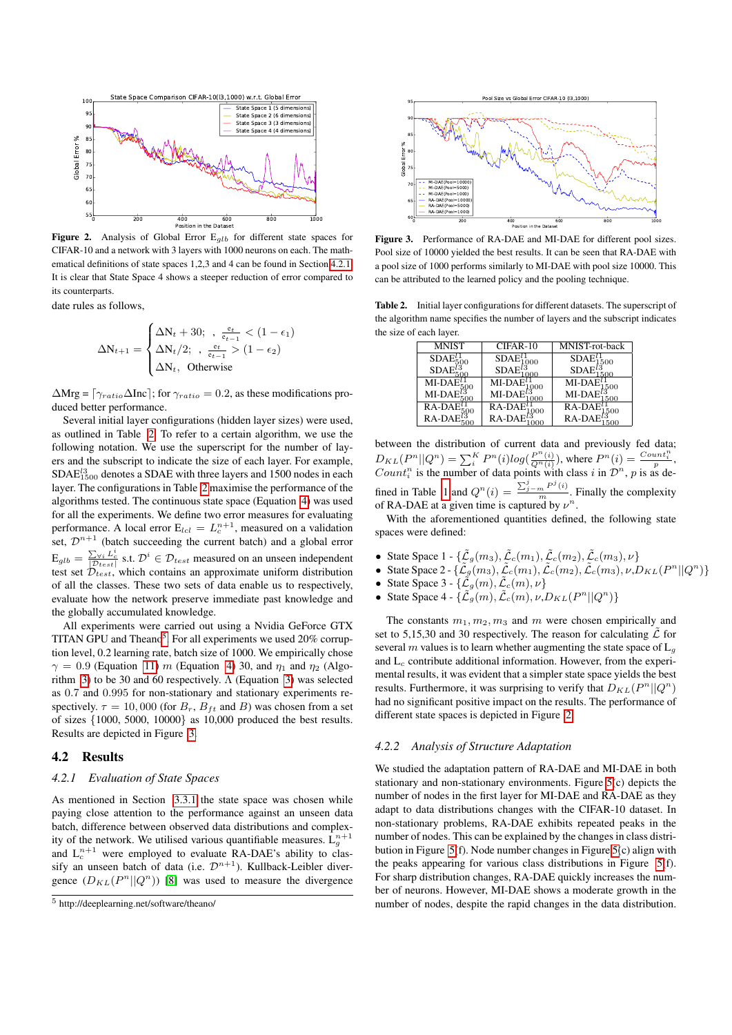Figure 2. Analysis of Global Error $E_{glb}$ for different state spaces for CIFAR-10 and a network with 3 layers with 1000 neurons on each. The mathematical definitions of state spaces 1,2,3 and 4 can be found in Section 4.2.1. It is clear that State Space 4 shows a steeper reduction of error compared to its counterparts.

date rules as follows,

$$\Delta N_{t+1} = \begin{cases} \Delta N_t + 30; & , \frac{e_t}{e_{t-1}} < (1 - \epsilon_1) \\ \Delta N_t / 2; & , \frac{e_t}{e_{t-1}} > (1 - \epsilon_2) \\ \Delta N_t, & \text{Otherwise} \end{cases}$$

$\Delta Mrg = \lceil \gamma_{ratio} \Delta Inc \rceil$; for $\gamma_{ratio} = 0.2$, as these modifications produced better performance.

Several initial layer configurations (hidden layer sizes) were used, as outlined in Table 2. To refer to a certain algorithm, we use the following notation. We use the superscript for the number of layers and the subscript to indicate the size of each layer. For example, $SDAE^{l3}_{1500}$ denotes a SDAE with three layers and 1500 nodes in each layer. The configurations in Table 2 maximise the performance of the algorithms tested. The continuous state space (Equation 4) was used for all the experiments. We define two error measures for evaluating performance. A local error $E_{lcl} = L_c^{n+1}$, measured on a validation set, $\mathcal{D}^{n+1}$ (batch succeeding the current batch) and a global error $E_{glb} = \frac{\sum_{\forall i} L_c^i}{|\mathcal{D}_{test}|}$ s.t. $\mathcal{D}^i \in \mathcal{D}_{test}$ measured on an unseen independent test set $\mathcal{D}_{test}$, which contains an approximate uniform distribution of all the classes. These two sets of data enable us to respectively, evaluate how the network preserve immediate past knowledge and the globally accumulated knowledge.

All experiments were carried out using a Nvidia GeForce GTX TITAN GPU and Theano[5]. For all experiments we used 20% corruption level, 0.2 learning rate, batch size of 1000. We empirically chose $\gamma = 0.9$ (Equation 11) $m$ (Equation 4) 30, and $\eta_1$ and $\eta_2$ (Algorithm 3) to be 30 and 60 respectively. $\Lambda$ (Equation 3) was selected as 0.7 and 0.995 for non-stationary and stationary experiments respectively. $\tau = 10,000$ (for $B_r$, $B_{ft}$ and $B$) was chosen from a set of sizes {1000, 5000, 10000} as 10,000 produced the best results. Results are depicted in Figure 3.

## 4.2 Results

### 4.2.1 *Evaluation of State Spaces*

As mentioned in Section 3.3.1 the state space was chosen while paying close attention to the performance against an unseen data batch, difference between observed data distributions and complexity of the network. We utilised various quantifiable measures. $L_g^{n+1}$ and $L_c^{n+1}$ were employed to evaluate RA-DAE's ability to classify an unseen batch of data (i.e. $\mathcal{D}^{n+1}$). Kullback-Leibler divergence ($D_{KL}(P^n||Q^n)$) [8] was used to measure the divergence between the distribution of current data and previously fed data; $D_{KL}(P^n||Q^n) = \sum_i^K P^n(i) log(\frac{P^n(i)}{Q^n(i)})$, where $P^n(i) = \frac{Count_i^n}{p}$, $Count_i^n$ is the number of data points with class $i$ in $\mathcal{D}^n$, $p$ is as defined in Table 1 and $Q^n(i) = \frac{\sum_{j-m}^{j} P^j(i)}{m}$. Finally the complexity of RA-DAE at a given time is captured by $\nu^n$.

With the aforementioned quantities defined, the following state spaces were defined:

- State Space 1 - $\{\tilde{\mathcal{L}}_g(m_3), \tilde{\mathcal{L}}_c(m_1), \tilde{\mathcal{L}}_c(m_2), \tilde{\mathcal{L}}_c(m_3), \nu\}$
- State Space 2 - $\{\tilde{\mathcal{L}}_g(m_3), \tilde{\mathcal{L}}_c(m_1), \tilde{\mathcal{L}}_c(m_2), \tilde{\mathcal{L}}_c(m_3), \nu, D_{KL}(P^n||Q^n)\}$
- State Space 3 - $\{\tilde{\mathcal{L}}_g(m), \tilde{\mathcal{L}}_c(m), \nu\}$
- State Space 4 - $\{\tilde{\mathcal{L}}_g(m), \tilde{\mathcal{L}}_c(m), \nu, D_{KL}(P^n||Q^n)\}$

The constants $m_1, m_2, m_3$ and $m$ were chosen empirically and set to 5,15,30 and 30 respectively. The reason for calculating $\tilde{\mathcal{L}}$ for several $m$ values is to learn whether augmenting the state space of $L_g$ and $L_c$ contribute additional information. However, from the experimental results, it was evident that a simpler state space yields the best results. Furthermore, it was surprising to verify that $D_{KL}(P^n||Q^n)$ had no significant positive impact on the results. The performance of different state spaces is depicted in Figure 2.

### 4.2.2 *Analysis of Structure Adaptation*

We studied the adaptation pattern of RA-DAE and MI-DAE in both stationary and non-stationary environments. Figure 5(c) depicts the number of nodes in the first layer for MI-DAE and RA-DAE as they adapt to data distributions changes with the CIFAR-10 dataset. In non-stationary problems, RA-DAE exhibits repeated peaks in the number of nodes. This can be explained by the changes in class distribution in Figure 5(f). Node number changes in Figure 5(c) align with the peaks appearing for various class distributions in Figure 5(f). For sharp distribution changes, RA-DAE quickly increases the number of neurons. However, MI-DAE shows a moderate growth in the number of nodes, despite the rapid changes in the data distribution.

Figure 3. Performance of RA-DAE and MI-DAE for different pool sizes. Pool size of 10000 yielded the best results. It can be seen that RA-DAE with a pool size of 1000 performs similarly to MI-DAE with pool size 10000. This can be attributed to the learned policy and the pooling technique.

Table 2. Initial layer configurations for different datasets. The superscript of the algorithm name specifies the number of layers and the subscript indicates the size of each layer.

| MNIST | CIFAR-10 | MNIST-rot-back |
|---|---|---|
| $SDAE^{l1}_{500}$ | $SDAE^{l1}_{1000}$ | $SDAE^{l1}_{1500}$ |
| $SDAE^{l3}_{500}$ | $SDAE^{l3}_{1000}$ | $SDAE^{l3}_{1500}$ |
| $MI\text{-}DAE^{l1}_{500}$ | $MI\text{-}DAE^{l1}_{1000}$ | $MI\text{-}DAE^{l1}_{1500}$ |
| $MI\text{-}DAE^{l3}_{500}$ | $MI\text{-}DAE^{l3}_{1000}$ | $MI\text{-}DAE^{l3}_{1500}$ |
| $RA\text{-}DAE^{l1}_{500}$ | $RA\text{-}DAE^{l1}_{1000}$ | $RA\text{-}DAE^{l1}_{1500}$ |
| $RA\text{-}DAE^{l3}_{500}$ | $RA\text{-}DAE^{l3}_{1000}$ | $RA\text{-}DAE^{l3}_{1500}$ |

[5] http://deeplearning.net/software/theano/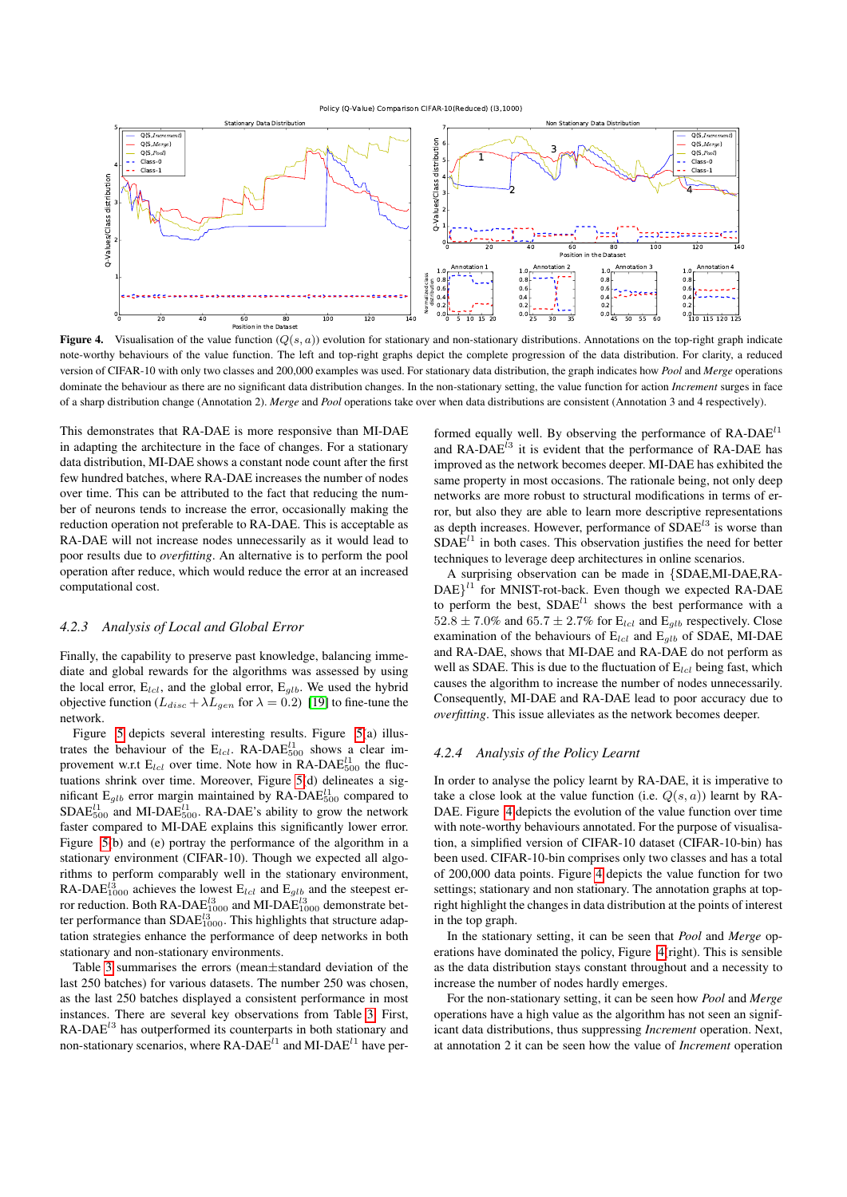**Figure 4.** Visualisation of the value function ($Q(s,a)$) evolution for stationary and non-stationary distributions. Annotations on the top-right graph indicate note-worthy behaviours of the value function. The left and top-right graphs depict the complete progression of the data distribution. For clarity, a reduced version of CIFAR-10 with only two classes and 200,000 examples was used. For stationary data distribution, the graph indicates how *Pool* and *Merge* operations dominate the behaviour as there are no significant data distribution changes. In the non-stationary setting, the value function for action *Increment* surges in face of a sharp distribution change (Annotation 2). *Merge* and *Pool* operations take over when data distributions are consistent (Annotation 3 and 4 respectively).

This demonstrates that RA-DAE is more responsive than MI-DAE in adapting the architecture in the face of changes. For a stationary data distribution, MI-DAE shows a constant node count after the first few hundred batches, where RA-DAE increases the number of nodes over time. This can be attributed to the fact that reducing the number of neurons tends to increase the error, occasionally making the reduction operation not preferable to RA-DAE. This is acceptable as RA-DAE will not increase nodes unnecessarily as it would lead to poor results due to *overfitting*. An alternative is to perform the pool operation after reduce, which would reduce the error at an increased computational cost.

### 4.2.3 Analysis of Local and Global Error

Finally, the capability to preserve past knowledge, balancing immediate and global rewards for the algorithms was assessed by using the local error, $E_{lcl}$, and the global error, $E_{glb}$. We used the hybrid objective function ($L_{disc} + \lambda L_{gen}$ for $\lambda = 0.2$) [19] to fine-tune the network.

Figure 5 depicts several interesting results. Figure 5(a) illustrates the behaviour of the $E_{lcl}$. RA-DAE$^{l1}_{500}$ shows a clear improvement w.r.t $E_{lcl}$ over time. Note how in RA-DAE$^{l1}_{500}$ the fluctuations shrink over time. Moreover, Figure 5(d) delineates a significant $E_{glb}$ error margin maintained by RA-DAE$^{l1}_{500}$ compared to SDAE$^{l1}_{500}$ and MI-DAE$^{l1}_{500}$. RA-DAE's ability to grow the network faster compared to MI-DAE explains this significantly lower error. Figure 5(b) and (e) portray the performance of the algorithm in a stationary environment (CIFAR-10). Though we expected all algorithms to perform comparably well in the stationary environment, RA-DAE$^{l3}_{1000}$ achieves the lowest $E_{lcl}$ and $E_{glb}$ and the steepest error reduction. Both RA-DAE$^{l3}_{1000}$ and MI-DAE$^{l3}_{1000}$ demonstrate better performance than SDAE$^{l3}_{1000}$. This highlights that structure adaptation strategies enhance the performance of deep networks in both stationary and non-stationary environments.

Table 3 summarises the errors (mean±standard deviation of the last 250 batches) for various datasets. The number 250 was chosen, as the last 250 batches displayed a consistent performance in most instances. There are several key observations from Table 3. First, RA-DAE$^{l3}$ has outperformed its counterparts in both stationary and non-stationary scenarios, where RA-DAE$^{l1}$ and MI-DAE$^{l1}$ have performed equally well. By observing the performance of RA-DAE$^{l1}$ and RA-DAE$^{l3}$ it is evident that the performance of RA-DAE has improved as the network becomes deeper. MI-DAE has exhibited the same property in most occasions. The rationale being, not only deep networks are more robust to structural modifications in terms of error, but also they are able to learn more descriptive representations as depth increases. However, performance of SDAE$^{l3}$ is worse than SDAE$^{l1}$ in both cases. This observation justifies the need for better techniques to leverage deep architectures in online scenarios.

A surprising observation can be made in {SDAE,MI-DAE,RA-DAE}$^{l1}$ for MNIST-rot-back. Even though we expected RA-DAE to perform the best, SDAE$^{l1}$ shows the best performance with a $52.8 \pm 7.0\%$ and $65.7 \pm 2.7\%$ for $E_{lcl}$ and $E_{glb}$ respectively. Close examination of the behaviours of $E_{lcl}$ and $E_{glb}$ of SDAE, MI-DAE and RA-DAE, shows that MI-DAE and RA-DAE do not perform as well as SDAE. This is due to the fluctuation of $E_{lcl}$ being fast, which causes the algorithm to increase the number of nodes unnecessarily. Consequently, MI-DAE and RA-DAE lead to poor accuracy due to *overfitting*. This issue alleviates as the network becomes deeper.

### 4.2.4 Analysis of the Policy Learnt

In order to analyse the policy learnt by RA-DAE, it is imperative to take a close look at the value function (i.e. $Q(s,a)$) learnt by RA-DAE. Figure 4 depicts the evolution of the value function over time with note-worthy behaviours annotated. For the purpose of visualisation, a simplified version of CIFAR-10 dataset (CIFAR-10-bin) has been used. CIFAR-10-bin comprises only two classes and has a total of 200,000 data points. Figure 4 depicts the value function for two settings; stationary and non stationary. The annotation graphs at top-right highlight the changes in data distribution at the points of interest in the top graph.

In the stationary setting, it can be seen that *Pool* and *Merge* operations have dominated the policy, Figure 4(right). This is sensible as the data distribution stays constant throughout and a necessity to increase the number of nodes hardly emerges.

For the non-stationary setting, it can be seen how *Pool* and *Merge* operations have a high value as the algorithm has not seen an significant data distributions, thus suppressing *Increment* operation. Next, at annotation 2 it can be seen how the value of *Increment* operation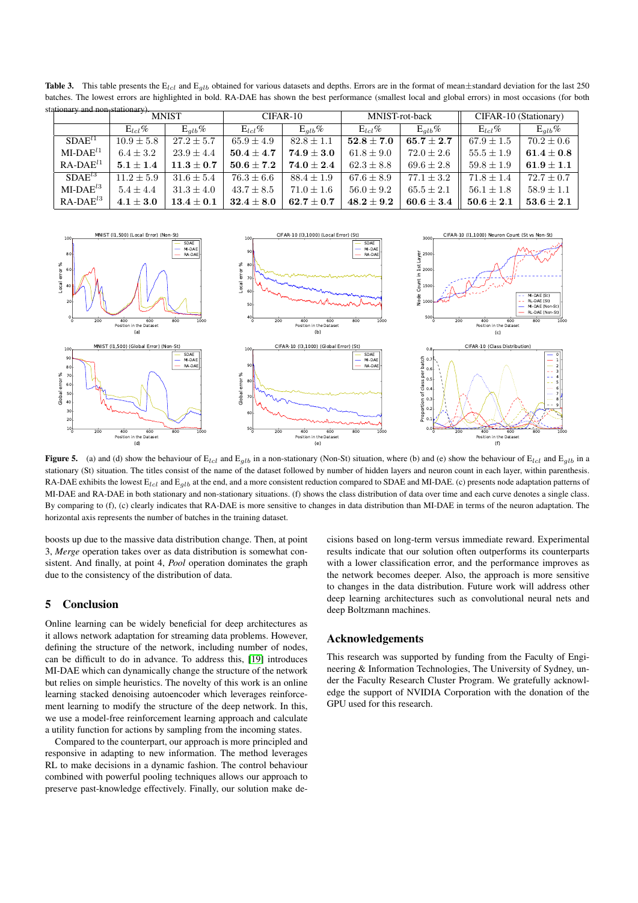**Table 3.** This table presents the $E_{lcl}$ and $E_{glb}$ obtained for various datasets and depths. Errors are in the format of mean±standard deviation for the last 250 batches. The lowest errors are highlighted in bold. RA-DAE has shown the best performance (smallest local and global errors) in most occasions (for both stationary and non-stationary).

| | MNIST | | CIFAR-10 | | MNIST-rot-back | | CIFAR-10 (Stationary) | |
|---|---|---|---|---|---|---|---|---|
| | $E_{lcl}\%$ | $E_{glb}\%$ | $E_{lcl}\%$ | $E_{glb}\%$ | $E_{lcl}\%$ | $E_{glb}\%$ | $E_{lcl}\%$ | $E_{glb}\%$ |
| SDAE$^{l1}$ | $10.9 \pm 5.8$ | $27.2 \pm 5.7$ | $65.9 \pm 4.9$ | $82.8 \pm 1.1$ | $\mathbf{52.8 \pm 7.0}$ | $\mathbf{65.7 \pm 2.7}$ | $67.9 \pm 1.5$ | $70.2 \pm 0.6$ |
| MI-DAE$^{l1}$ | $6.4 \pm 3.2$ | $23.9 \pm 4.4$ | $\mathbf{50.4 \pm 4.7}$ | $\mathbf{74.9 \pm 3.0}$ | $61.8 \pm 9.0$ | $72.0 \pm 2.6$ | $55.5 \pm 1.9$ | $\mathbf{61.4 \pm 0.8}$ |
| RA-DAE$^{l1}$ | $\mathbf{5.1 \pm 1.4}$ | $\mathbf{11.3 \pm 0.7}$ | $\mathbf{50.6 \pm 7.2}$ | $\mathbf{74.0 \pm 2.4}$ | $62.3 \pm 8.8$ | $69.6 \pm 2.8$ | $59.8 \pm 1.9$ | $\mathbf{61.9 \pm 1.1}$ |
| SDAE$^{l3}$ | $11.2 \pm 5.9$ | $31.6 \pm 5.4$ | $76.3 \pm 6.6$ | $88.4 \pm 1.9$ | $67.6 \pm 8.9$ | $77.1 \pm 3.2$ | $71.8 \pm 1.4$ | $72.7 \pm 0.7$ |
| MI-DAE$^{l3}$ | $5.4 \pm 4.4$ | $31.3 \pm 4.0$ | $43.7 \pm 8.5$ | $71.0 \pm 1.6$ | $56.0 \pm 9.2$ | $65.5 \pm 2.1$ | $56.1 \pm 1.8$ | $58.9 \pm 1.1$ |
| RA-DAE$^{l3}$ | $\mathbf{4.1 \pm 3.0}$ | $\mathbf{13.4 \pm 0.1}$ | $\mathbf{32.4 \pm 8.0}$ | $\mathbf{62.7 \pm 0.7}$ | $\mathbf{48.2 \pm 9.2}$ | $\mathbf{60.6 \pm 3.4}$ | $\mathbf{50.6 \pm 2.1}$ | $\mathbf{53.6 \pm 2.1}$ |

**Figure 5.** (a) and (d) show the behaviour of $E_{lcl}$ and $E_{glb}$ in a non-stationary (Non-St) situation, where (b) and (e) show the behaviour of $E_{lcl}$ and $E_{glb}$ in a stationary (St) situation. The titles consist of the name of the dataset followed by number of hidden layers and neuron count in each layer, within parenthesis. RA-DAE exhibits the lowest $E_{lcl}$ and $E_{glb}$ at the end, and a more consistent reduction compared to SDAE and MI-DAE. (c) presents node adaptation patterns of MI-DAE and RA-DAE in both stationary and non-stationary situations. (f) shows the class distribution of data over time and each curve denotes a single class. By comparing to (f), (c) clearly indicates that RA-DAE is more sensitive to changes in data distribution than MI-DAE in terms of the neuron adaptation. The horizontal axis represents the number of batches in the training dataset.

boosts up due to the massive data distribution change. Then, at point 3, *Merge* operation takes over as data distribution is somewhat consistent. And finally, at point 4, *Pool* operation dominates the graph due to the consistency of the distribution of data.

## 5 Conclusion

Online learning can be widely beneficial for deep architectures as it allows network adaptation for streaming data problems. However, defining the structure of the network, including number of nodes, can be difficult to do in advance. To address this, [19] introduces MI-DAE which can dynamically change the structure of the network but relies on simple heuristics. The novelty of this work is an online learning stacked denoising autoencoder which leverages reinforcement learning to modify the structure of the deep network. In this, we use a model-free reinforcement learning approach and calculate a utility function for actions by sampling from the incoming states.

Compared to the counterpart, our approach is more principled and responsive in adapting to new information. The method leverages RL to make decisions in a dynamic fashion. The control behaviour combined with powerful pooling techniques allows our approach to preserve past-knowledge effectively. Finally, our solution make decisions based on long-term versus immediate reward. Experimental results indicate that our solution often outperforms its counterparts with a lower classification error, and the performance improves as the network becomes deeper. Also, the approach is more sensitive to changes in the data distribution. Future work will address other deep learning architectures such as convolutional neural nets and deep Boltzmann machines.

## Acknowledgements

This research was supported by funding from the Faculty of Engineering & Information Technologies, The University of Sydney, under the Faculty Research Cluster Program. We gratefully acknowledge the support of NVIDIA Corporation with the donation of the GPU used for this research.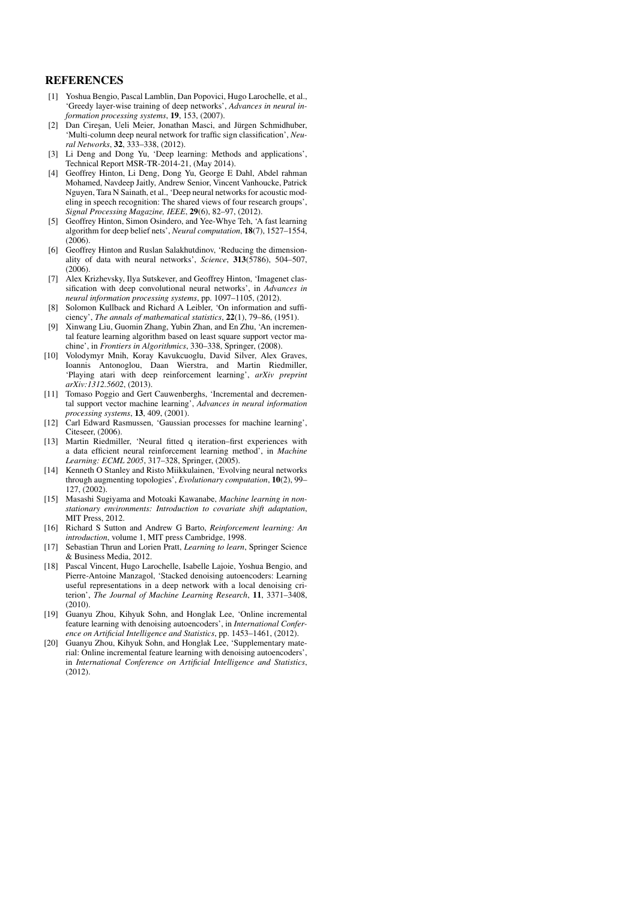## REFERENCES

[1] Yoshua Bengio, Pascal Lamblin, Dan Popovici, Hugo Larochelle, et al., 'Greedy layer-wise training of deep networks', *Advances in neural information processing systems*, **19**, 153, (2007).

[2] Dan Cireşan, Ueli Meier, Jonathan Masci, and Jürgen Schmidhuber, 'Multi-column deep neural network for traffic sign classification', *Neural Networks*, **32**, 333–338, (2012).

[3] Li Deng and Dong Yu, 'Deep learning: Methods and applications', Technical Report MSR-TR-2014-21, (May 2014).

[4] Geoffrey Hinton, Li Deng, Dong Yu, George E Dahl, Abdel rahman Mohamed, Navdeep Jaitly, Andrew Senior, Vincent Vanhoucke, Patrick Nguyen, Tara N Sainath, et al., 'Deep neural networks for acoustic modeling in speech recognition: The shared views of four research groups', *Signal Processing Magazine, IEEE*, **29**(6), 82–97, (2012).

[5] Geoffrey Hinton, Simon Osindero, and Yee-Whye Teh, 'A fast learning algorithm for deep belief nets', *Neural computation*, **18**(7), 1527–1554, (2006).

[6] Geoffrey Hinton and Ruslan Salakhutdinov, 'Reducing the dimensionality of data with neural networks', *Science*, **313**(5786), 504–507, (2006).

[7] Alex Krizhevsky, Ilya Sutskever, and Geoffrey Hinton, 'Imagenet classification with deep convolutional neural networks', in *Advances in neural information processing systems*, pp. 1097–1105, (2012).

[8] Solomon Kullback and Richard A Leibler, 'On information and sufficiency', *The annals of mathematical statistics*, **22**(1), 79–86, (1951).

[9] Xinwang Liu, Guomin Zhang, Yubin Zhan, and En Zhu, 'An incremental feature learning algorithm based on least square support vector machine', in *Frontiers in Algorithmics*, 330–338, Springer, (2008).

[10] Volodymyr Mnih, Koray Kavukcuoglu, David Silver, Alex Graves, Ioannis Antonoglou, Daan Wierstra, and Martin Riedmiller, 'Playing atari with deep reinforcement learning', *arXiv preprint arXiv:1312.5602*, (2013).

[11] Tomaso Poggio and Gert Cauwenberghs, 'Incremental and decremental support vector machine learning', *Advances in neural information processing systems*, **13**, 409, (2001).

[12] Carl Edward Rasmussen, 'Gaussian processes for machine learning', Citeseer, (2006).

[13] Martin Riedmiller, 'Neural fitted q iteration–first experiences with a data efficient neural reinforcement learning method', in *Machine Learning: ECML 2005*, 317–328, Springer, (2005).

[14] Kenneth O Stanley and Risto Miikkulainen, 'Evolving neural networks through augmenting topologies', *Evolutionary computation*, **10**(2), 99–127, (2002).

[15] Masashi Sugiyama and Motoaki Kawanabe, *Machine learning in non-stationary environments: Introduction to covariate shift adaptation*, MIT Press, 2012.

[16] Richard S Sutton and Andrew G Barto, *Reinforcement learning: An introduction*, volume 1, MIT press Cambridge, 1998.

[17] Sebastian Thrun and Lorien Pratt, *Learning to learn*, Springer Science & Business Media, 2012.

[18] Pascal Vincent, Hugo Larochelle, Isabelle Lajoie, Yoshua Bengio, and Pierre-Antoine Manzagol, 'Stacked denoising autoencoders: Learning useful representations in a deep network with a local denoising criterion', *The Journal of Machine Learning Research*, **11**, 3371–3408, (2010).

[19] Guanyu Zhou, Kihyuk Sohn, and Honglak Lee, 'Online incremental feature learning with denoising autoencoders', in *International Conference on Artificial Intelligence and Statistics*, pp. 1453–1461, (2012).

[20] Guanyu Zhou, Kihyuk Sohn, and Honglak Lee, 'Supplementary material: Online incremental feature learning with denoising autoencoders', in *International Conference on Artificial Intelligence and Statistics*, (2012).